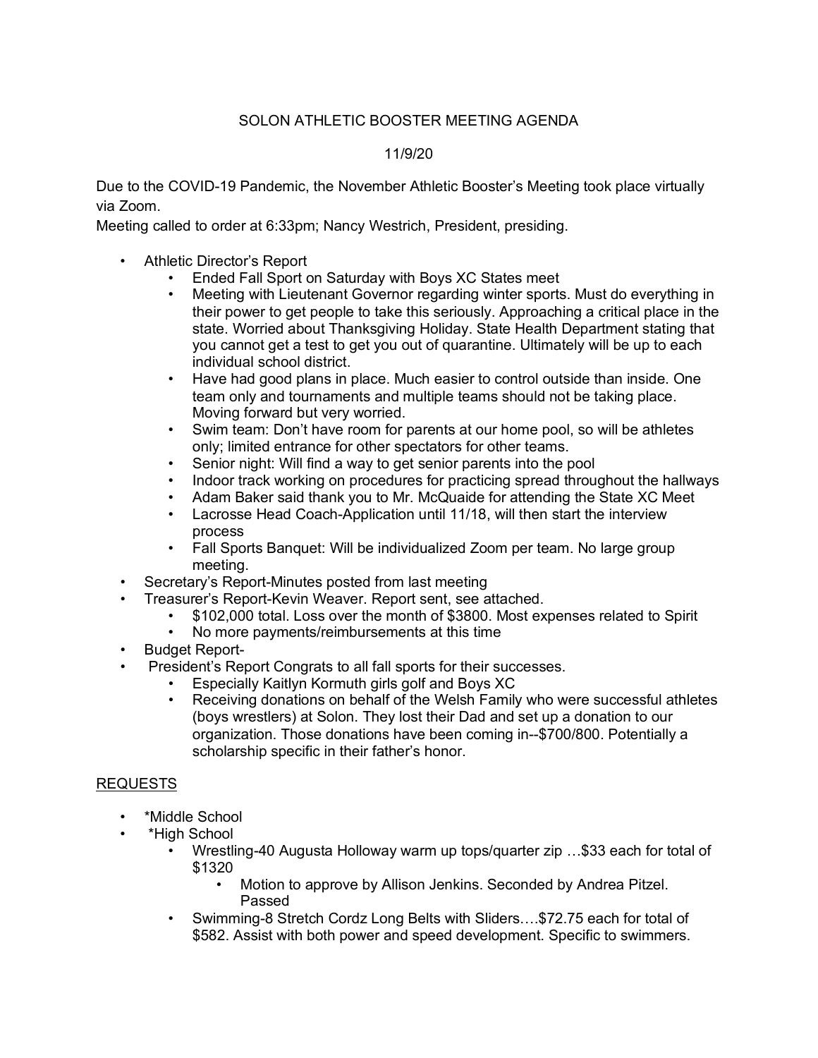# SOLON ATHLETIC BOOSTER MEETING AGENDA

11/9/20

Due to the COVID-19 Pandemic, the November Athletic Booster's Meeting took place virtually via Zoom.
Meeting called to order at 6:33pm; Nancy Westrich, President, presiding.

- Athletic Director's Report
  - Ended Fall Sport on Saturday with Boys XC States meet
  - Meeting with Lieutenant Governor regarding winter sports. Must do everything in their power to get people to take this seriously. Approaching a critical place in the state. Worried about Thanksgiving Holiday. State Health Department stating that you cannot get a test to get you out of quarantine. Ultimately will be up to each individual school district.
  - Have had good plans in place. Much easier to control outside than inside. One team only and tournaments and multiple teams should not be taking place. Moving forward but very worried.
  - Swim team: Don't have room for parents at our home pool, so will be athletes only; limited entrance for other spectators for other teams.
  - Senior night: Will find a way to get senior parents into the pool
  - Indoor track working on procedures for practicing spread throughout the hallways
  - Adam Baker said thank you to Mr. McQuaide for attending the State XC Meet
  - Lacrosse Head Coach-Application until 11/18, will then start the interview process
  - Fall Sports Banquet: Will be individualized Zoom per team. No large group meeting.
- Secretary's Report-Minutes posted from last meeting
- Treasurer's Report-Kevin Weaver. Report sent, see attached.
  - $102,000 total. Loss over the month of $3800. Most expenses related to Spirit
  - No more payments/reimbursements at this time
- Budget Report-
- President's Report Congrats to all fall sports for their successes.
  - Especially Kaitlyn Kormuth girls golf and Boys XC
  - Receiving donations on behalf of the Welsh Family who were successful athletes (boys wrestlers) at Solon. They lost their Dad and set up a donation to our organization. Those donations have been coming in--$700/800. Potentially a scholarship specific in their father's honor.

## REQUESTS

- *Middle School
- *High School
  - Wrestling-40 Augusta Holloway warm up tops/quarter zip …$33 each for total of $1320
    - Motion to approve by Allison Jenkins. Seconded by Andrea Pitzel. Passed
  - Swimming-8 Stretch Cordz Long Belts with Sliders….$72.75 each for total of $582. Assist with both power and speed development. Specific to swimmers.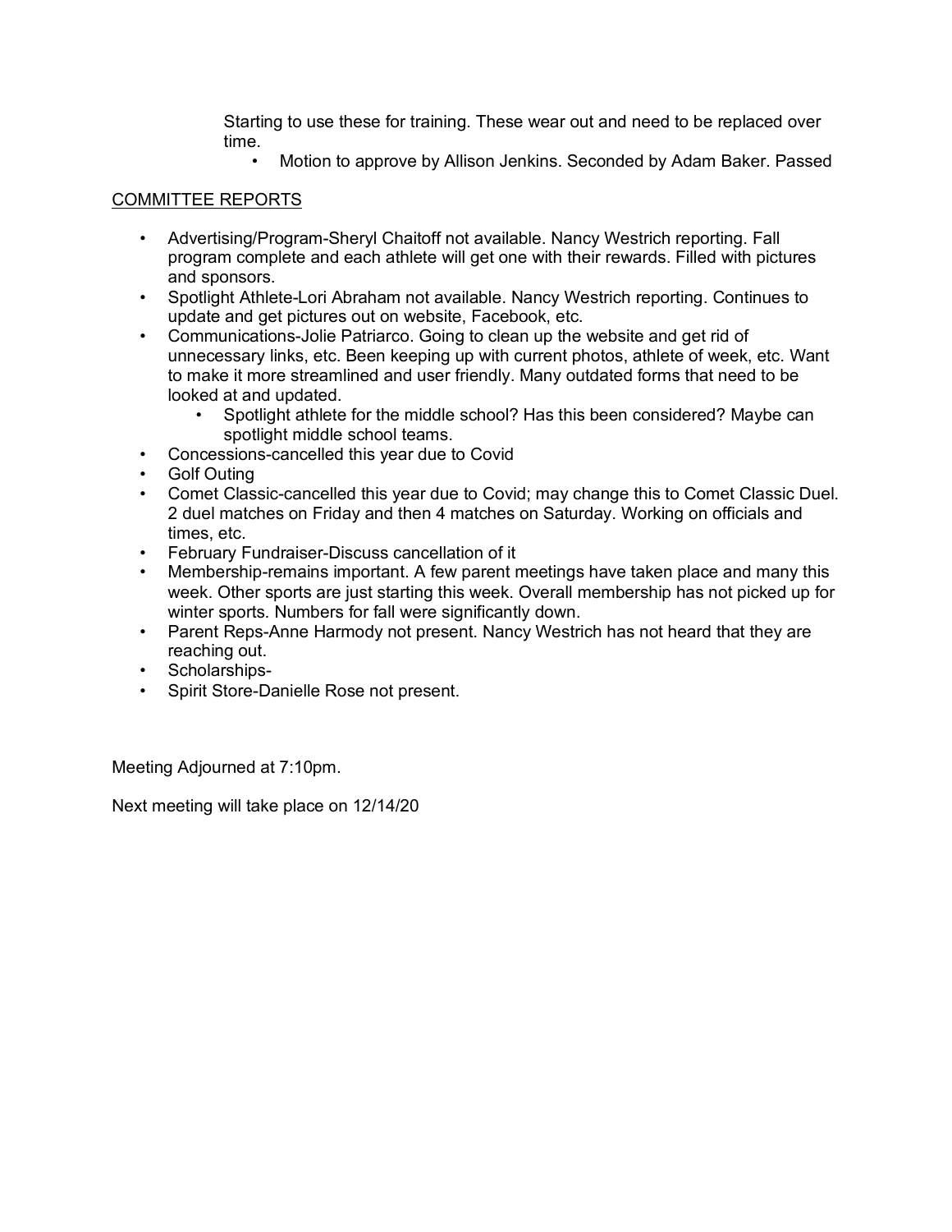Starting to use these for training. These wear out and need to be replaced over time.

- Motion to approve by Allison Jenkins. Seconded by Adam Baker. Passed

COMMITTEE REPORTS

- Advertising/Program-Sheryl Chaitoff not available. Nancy Westrich reporting. Fall program complete and each athlete will get one with their rewards. Filled with pictures and sponsors.
- Spotlight Athlete-Lori Abraham not available. Nancy Westrich reporting. Continues to update and get pictures out on website, Facebook, etc.
- Communications-Jolie Patriarco. Going to clean up the website and get rid of unnecessary links, etc. Been keeping up with current photos, athlete of week, etc. Want to make it more streamlined and user friendly. Many outdated forms that need to be looked at and updated.
  - Spotlight athlete for the middle school? Has this been considered? Maybe can spotlight middle school teams.
- Concessions-cancelled this year due to Covid
- Golf Outing
- Comet Classic-cancelled this year due to Covid; may change this to Comet Classic Duel. 2 duel matches on Friday and then 4 matches on Saturday. Working on officials and times, etc.
- February Fundraiser-Discuss cancellation of it
- Membership-remains important. A few parent meetings have taken place and many this week. Other sports are just starting this week. Overall membership has not picked up for winter sports. Numbers for fall were significantly down.
- Parent Reps-Anne Harmody not present. Nancy Westrich has not heard that they are reaching out.
- Scholarships-
- Spirit Store-Danielle Rose not present.

Meeting Adjourned at 7:10pm.

Next meeting will take place on 12/14/20